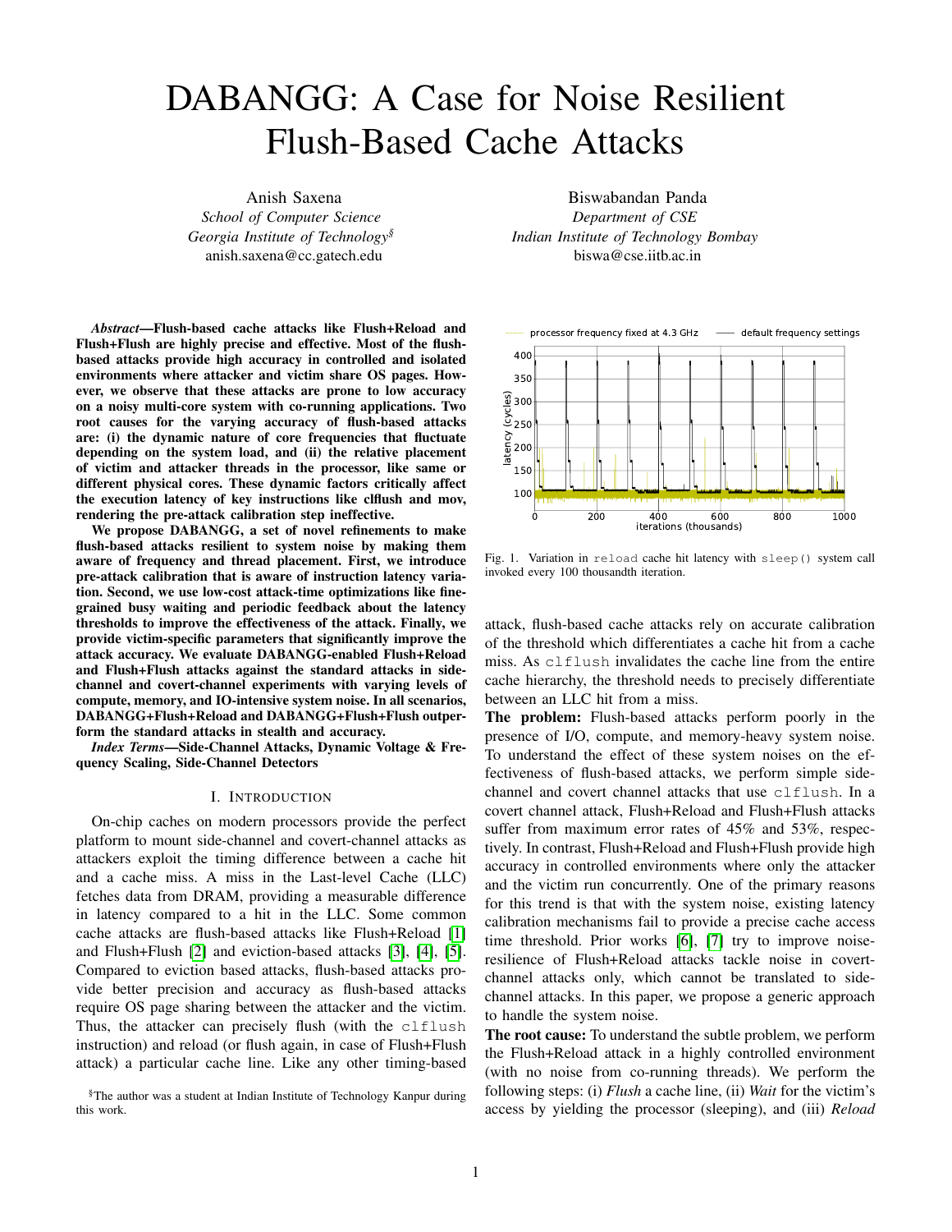# DABANGG: A Case for Noise Resilient Flush-Based Cache Attacks

Anish Saxena
*School of Computer Science*
*Georgia Institute of Technology*[§]
anish.saxena@cc.gatech.edu

Biswabandan Panda
*Department of CSE*
*Indian Institute of Technology Bombay*
biswa@cse.iitb.ac.in

***Abstract*—Flush-based cache attacks like Flush+Reload and Flush+Flush are highly precise and effective. Most of the flush-based attacks provide high accuracy in controlled and isolated environments where attacker and victim share OS pages. However, we observe that these attacks are prone to low accuracy on a noisy multi-core system with co-running applications. Two root causes for the varying accuracy of flush-based attacks are: (i) the dynamic nature of core frequencies that fluctuate depending on the system load, and (ii) the relative placement of victim and attacker threads in the processor, like same or different physical cores. These dynamic factors critically affect the execution latency of key instructions like clflush and mov, rendering the pre-attack calibration step ineffective.**

**We propose DABANGG, a set of novel refinements to make flush-based attacks resilient to system noise by making them aware of frequency and thread placement. First, we introduce pre-attack calibration that is aware of instruction latency variation. Second, we use low-cost attack-time optimizations like fine-grained busy waiting and periodic feedback about the latency thresholds to improve the effectiveness of the attack. Finally, we provide victim-specific parameters that significantly improve the attack accuracy. We evaluate DABANGG-enabled Flush+Reload and Flush+Flush attacks against the standard attacks in side-channel and covert-channel experiments with varying levels of compute, memory, and IO-intensive system noise. In all scenarios, DABANGG+Flush+Reload and DABANGG+Flush+Flush outperform the standard attacks in stealth and accuracy.**

***Index Terms*—Side-Channel Attacks, Dynamic Voltage & Frequency Scaling, Side-Channel Detectors**

## I. Introduction

On-chip caches on modern processors provide the perfect platform to mount side-channel and covert-channel attacks as attackers exploit the timing difference between a cache hit and a cache miss. A miss in the Last-level Cache (LLC) fetches data from DRAM, providing a measurable difference in latency compared to a hit in the LLC. Some common cache attacks are flush-based attacks like Flush+Reload [1] and Flush+Flush [2] and eviction-based attacks [3], [4], [5]. Compared to eviction based attacks, flush-based attacks provide better precision and accuracy as flush-based attacks require OS page sharing between the attacker and the victim. Thus, the attacker can precisely flush (with the `clflush` instruction) and reload (or flush again, in case of Flush+Flush attack) a particular cache line. Like any other timing-based attack, flush-based cache attacks rely on accurate calibration of the threshold which differentiates a cache hit from a cache miss. As `clflush` invalidates the cache line from the entire cache hierarchy, the threshold needs to precisely differentiate between an LLC hit from a miss.

**The problem:** Flush-based cache attacks perform poorly in the presence of I/O, compute, and memory-heavy system noise. To understand the effect of these system noises on the effectiveness of flush-based attacks, we perform simple side-channel and covert channel attacks that use `clflush`. In a covert channel attack, Flush+Reload and Flush+Flush attacks suffer from maximum error rates of 45% and 53%, respectively. In contrast, Flush+Reload and Flush+Flush provide high accuracy in controlled environments where only the attacker and the victim run concurrently. One of the primary reasons for this trend is that with the system noise, existing latency calibration mechanisms fail to provide a precise cache access time threshold. Prior works [6], [7] try to improve noise-resilience of Flush+Reload attacks tackle noise in covert-channel attacks only, which cannot be translated to side-channel attacks. In this paper, we propose a generic approach to handle the system noise.

**The root cause:** To understand the subtle problem, we perform the Flush+Reload attack in a highly controlled environment (with no noise from co-running threads). We perform the following steps: (i) *Flush* a cache line, (ii) *Wait* for the victim's access by yielding the processor (sleeping), and (iii) *Reload*

Fig. 1. Variation in `reload` cache hit latency with `sleep()` system call invoked every 100 thousandth iteration.

[§]The author was a student at Indian Institute of Technology Kanpur during this work.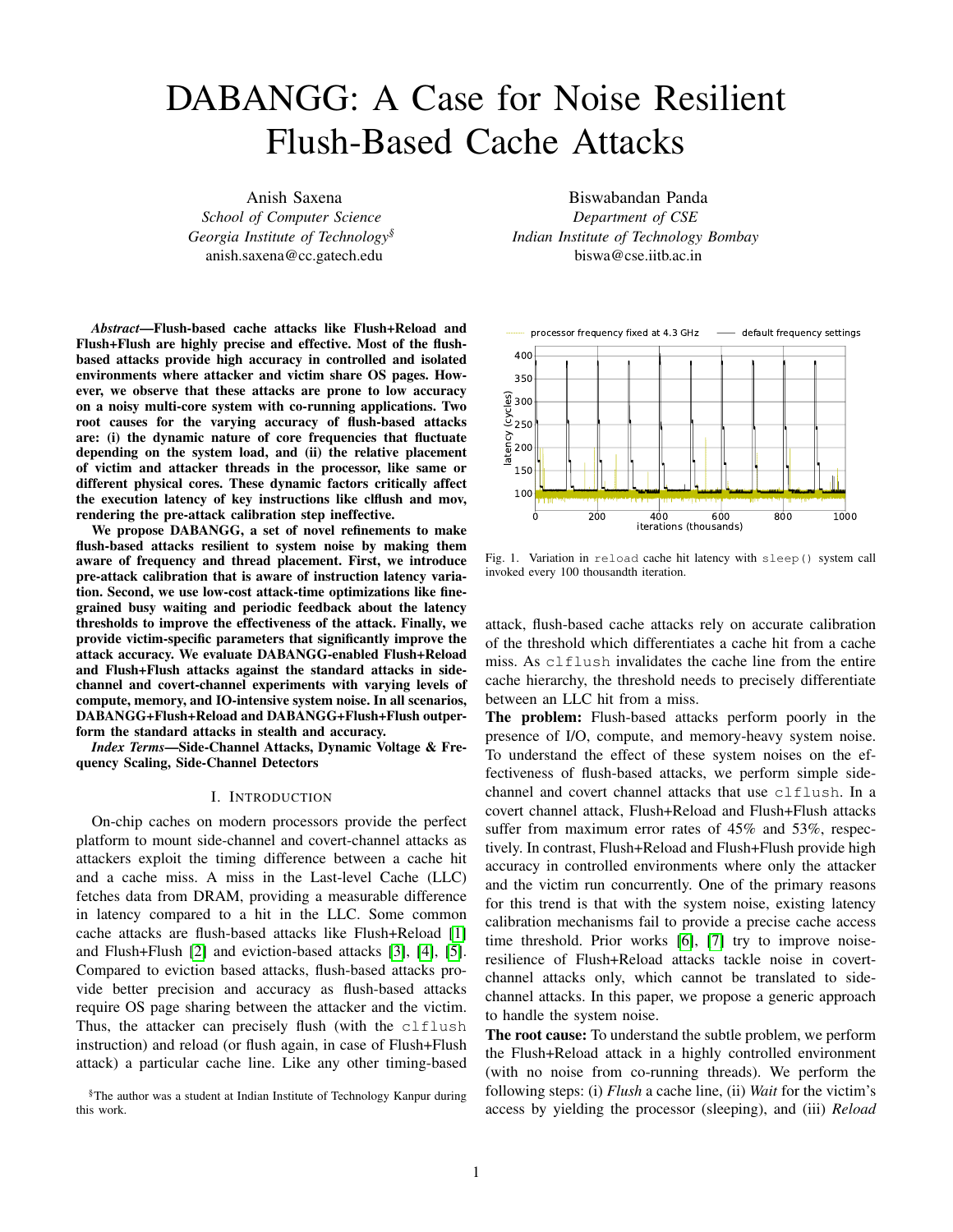# DABANGG: A Case for Noise Resilient Flush-Based Cache Attacks

Anish Saxena
*School of Computer Science*
*Georgia Institute of Technology*[§]
anish.saxena@cc.gatech.edu

Biswabandan Panda
*Department of CSE*
*Indian Institute of Technology Bombay*
biswa@cse.iitb.ac.in

***Abstract*—Flush-based cache attacks like Flush+Reload and Flush+Flush are highly precise and effective. Most of the flush-based attacks provide high accuracy in controlled and isolated environments where attacker and victim share OS pages. However, we observe that these attacks are prone to low accuracy on a noisy multi-core system with co-running applications. Two root causes for the varying accuracy of flush-based attacks are: (i) the dynamic nature of core frequencies that fluctuate depending on the system load, and (ii) the relative placement of victim and attacker threads in the processor, like same or different physical cores. These dynamic factors critically affect the execution latency of key instructions like clflush and mov, rendering the pre-attack calibration step ineffective.**

**We propose DABANGG, a set of novel refinements to make flush-based attacks resilient to system noise by making them aware of frequency and thread placement. First, we introduce pre-attack calibration that is aware of instruction latency variation. Second, we use low-cost attack-time optimizations like fine-grained busy waiting and periodic feedback about the latency thresholds to improve the effectiveness of the attack. Finally, we provide victim-specific parameters that significantly improve the attack accuracy. We evaluate DABANGG-enabled Flush+Reload and Flush+Flush attacks against the standard attacks in side-channel and covert-channel experiments with varying levels of compute, memory, and IO-intensive system noise. In all scenarios, DABANGG+Flush+Reload and DABANGG+Flush+Flush outperform the standard attacks in stealth and accuracy.**

***Index Terms*—Side-Channel Attacks, Dynamic Voltage & Frequency Scaling, Side-Channel Detectors**

## I. Introduction

On-chip caches on modern processors provide the perfect platform to mount side-channel and covert-channel attacks as attackers exploit the timing difference between a cache hit and a cache miss. A miss in the Last-level Cache (LLC) fetches data from DRAM, providing a measurable difference in latency compared to a hit in the LLC. Some common cache attacks are flush-based attacks like Flush+Reload [1] and Flush+Flush [2] and eviction-based attacks [3], [4], [5]. Compared to eviction based attacks, flush-based attacks provide better precision and accuracy as flush-based attacks require OS page sharing between the attacker and the victim. Thus, the attacker can precisely flush (with the `clflush` instruction) and reload (or flush again, in case of Flush+Flush attack) a particular cache line. Like any other timing-based attack, flush-based cache attacks rely on accurate calibration of the threshold which differentiates a cache hit from a cache miss. As `clflush` invalidates the cache line from the entire cache hierarchy, the threshold needs to precisely differentiate between an LLC hit from a miss.

[§]The author was a student at Indian Institute of Technology Kanpur during this work.

Fig. 1. Variation in `reload` cache hit latency with `sleep()` system call invoked every 100 thousandth iteration.

**The problem:** Flush-based attacks perform poorly in the presence of I/O, compute, and memory-heavy system noise. To understand the effect of these system noises on the effectiveness of flush-based attacks, we perform simple side-channel and covert channel attacks that use `clflush`. In a covert channel attack, Flush+Reload and Flush+Flush attacks suffer from maximum error rates of 45% and 53%, respectively. In contrast, Flush+Reload and Flush+Flush provide high accuracy in controlled environments where only the attacker and the victim run concurrently. One of the primary reasons for this trend is that with the system noise, existing latency calibration mechanisms fail to provide a precise cache access time threshold. Prior works [6], [7] try to improve noise-resilience of Flush+Reload attacks tackle noise in covert-channel attacks only, which cannot be translated to side-channel attacks. In this paper, we propose a generic approach to handle the system noise.

**The root cause:** To understand the subtle problem, we perform the Flush+Reload attack in a highly controlled environment (with no noise from co-running threads). We perform the following steps: (i) *Flush* a cache line, (ii) *Wait* for the victim's access by yielding the processor (sleeping), and (iii) *Reload*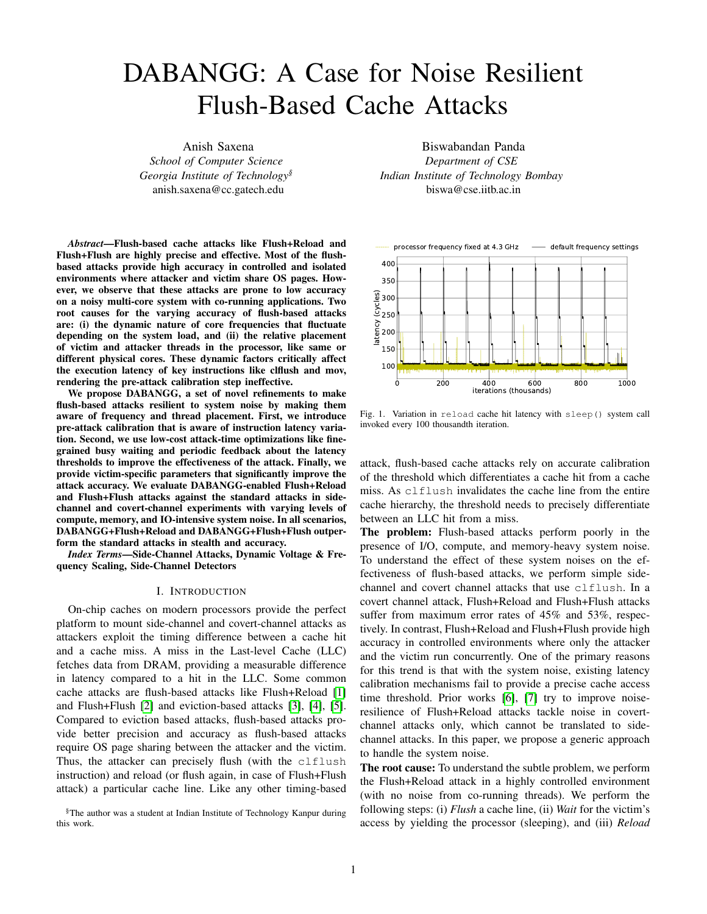# DABANGG: A Case for Noise Resilient Flush-Based Cache Attacks

Anish Saxena
*School of Computer Science*
*Georgia Institute of Technology*§
anish.saxena@cc.gatech.edu

Biswabandan Panda
*Department of CSE*
*Indian Institute of Technology Bombay*
biswa@cse.iitb.ac.in

***Abstract*—Flush-based cache attacks like Flush+Reload and Flush+Flush are highly precise and effective. Most of the flush-based attacks provide high accuracy in controlled and isolated environments where attacker and victim share OS pages. However, we observe that these attacks are prone to low accuracy on a noisy multi-core system with co-running applications. Two root causes for the varying accuracy of flush-based attacks are: (i) the dynamic nature of core frequencies that fluctuate depending on the system load, and (ii) the relative placement of victim and attacker threads in the processor, like same or different physical cores. These dynamic factors critically affect the execution latency of key instructions like clflush and mov, rendering the pre-attack calibration step ineffective.**

**We propose DABANGG, a set of novel refinements to make flush-based attacks resilient to system noise by making them aware of frequency and thread placement. First, we introduce pre-attack calibration that is aware of instruction latency variation. Second, we use low-cost attack-time optimizations like fine-grained busy waiting and periodic feedback about the latency thresholds to improve the effectiveness of the attack. Finally, we provide victim-specific parameters that significantly improve the attack accuracy. We evaluate DABANGG-enabled Flush+Reload and Flush+Flush attacks against the standard attacks in side-channel and covert-channel experiments with varying levels of compute, memory, and IO-intensive system noise. In all scenarios, DABANGG+Flush+Reload and DABANGG+Flush+Flush outperform the standard attacks in stealth and accuracy.**

***Index Terms*—Side-Channel Attacks, Dynamic Voltage & Frequency Scaling, Side-Channel Detectors**

## I. Introduction

On-chip caches on modern processors provide the perfect platform to mount side-channel and covert-channel attacks as attackers exploit the timing difference between a cache hit and a cache miss. A miss in the Last-level Cache (LLC) fetches data from DRAM, providing a measurable difference in latency compared to a hit in the LLC. Some common cache attacks are flush-based attacks like Flush+Reload [1] and Flush+Flush [2] and eviction-based attacks [3], [4], [5]. Compared to eviction based attacks, flush-based attacks provide better precision and accuracy as flush-based attacks require OS page sharing between the attacker and the victim. Thus, the attacker can precisely flush (with the clflush instruction) and reload (or flush again, in case of Flush+Flush attack) a particular cache line. Like any other timing-based attack, flush-based cache attacks rely on accurate calibration of the threshold which differentiates a cache hit from a cache miss. As clflush invalidates the cache line from the entire cache hierarchy, the threshold needs to precisely differentiate between an LLC hit from a miss.

Fig. 1. Variation in reload cache hit latency with sleep() system call invoked every 100 thousandth iteration.

**The problem:** Flush-based attacks perform poorly in the presence of I/O, compute, and memory-heavy system noise. To understand the effect of these system noises on the effectiveness of flush-based attacks, we perform simple side-channel and covert channel attacks that use clflush. In a covert channel attack, Flush+Reload and Flush+Flush attacks suffer from maximum error rates of 45% and 53%, respectively. In contrast, Flush+Reload and Flush+Flush provide high accuracy in controlled environments where only the attacker and the victim run concurrently. One of the primary reasons for this trend is that with the system noise, existing latency calibration mechanisms fail to provide a precise cache access time threshold. Prior works [6], [7] try to improve noise-resilience of Flush+Reload attacks tackle noise in covert-channel attacks only, which cannot be translated to side-channel attacks. In this paper, we propose a generic approach to handle the system noise.

**The root cause:** To understand the subtle problem, we perform the Flush+Reload attack in a highly controlled environment (with no noise from co-running threads). We perform the following steps: (i) *Flush* a cache line, (ii) *Wait* for the victim's access by yielding the processor (sleeping), and (iii) *Reload*

§The author was a student at Indian Institute of Technology Kanpur during this work.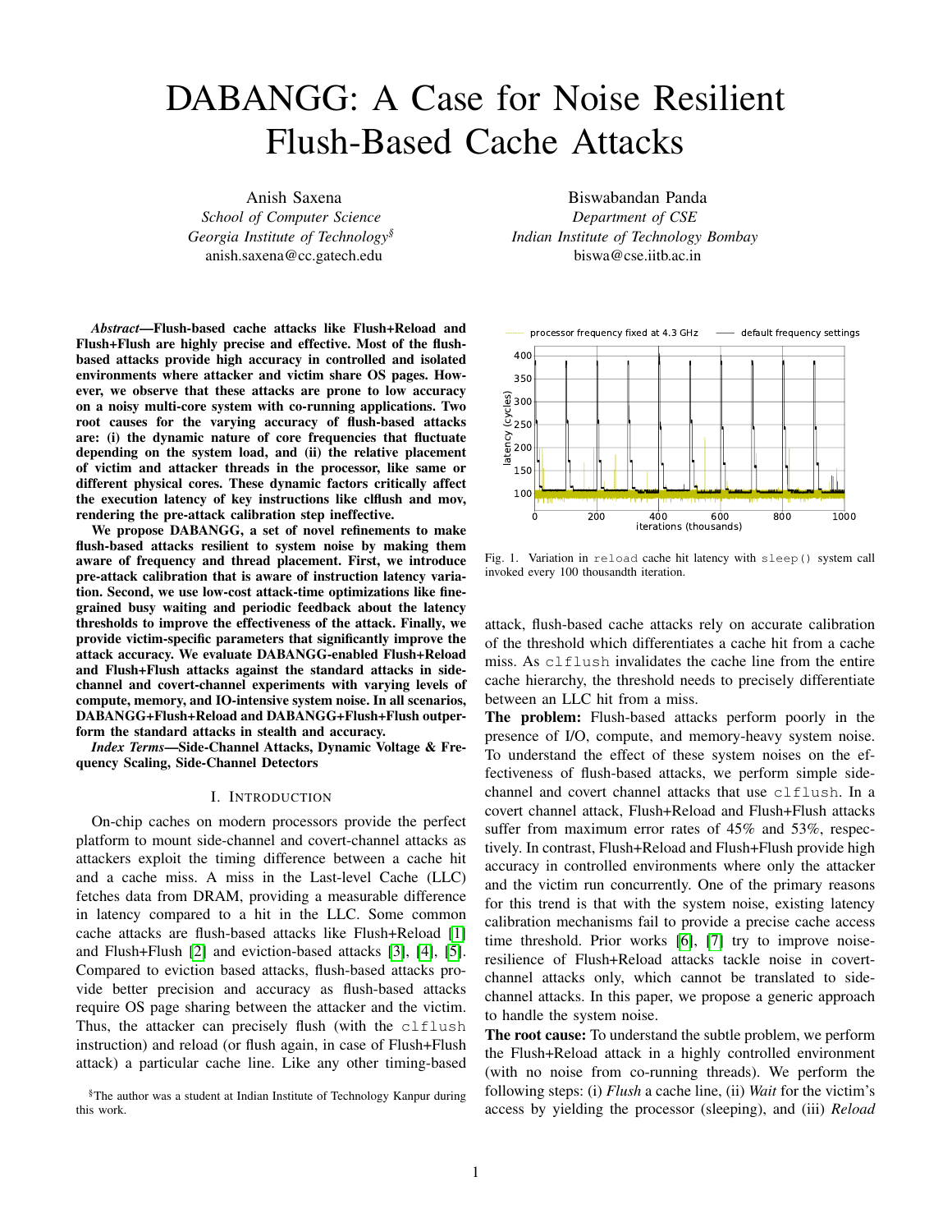# DABANGG: A Case for Noise Resilient Flush-Based Cache Attacks

Anish Saxena
*School of Computer Science*
*Georgia Institute of Technology*[§]
anish.saxena@cc.gatech.edu

Biswabandan Panda
*Department of CSE*
*Indian Institute of Technology Bombay*
biswa@cse.iitb.ac.in

***Abstract*—Flush-based cache attacks like Flush+Reload and Flush+Flush are highly precise and effective. Most of the flush-based attacks provide high accuracy in controlled and isolated environments where attacker and victim share OS pages. However, we observe that these attacks are prone to low accuracy on a noisy multi-core system with co-running applications. Two root causes for the varying accuracy of flush-based attacks are: (i) the dynamic nature of core frequencies that fluctuate depending on the system load, and (ii) the relative placement of victim and attacker threads in the processor, like same or different physical cores. These dynamic factors critically affect the execution latency of key instructions like clflush and mov, rendering the pre-attack calibration step ineffective.**

**We propose DABANGG, a set of novel refinements to make flush-based attacks resilient to system noise by making them aware of frequency and thread placement. First, we introduce pre-attack calibration that is aware of instruction latency variation. Second, we use low-cost attack-time optimizations like fine-grained busy waiting and periodic feedback about the latency thresholds to improve the effectiveness of the attack. Finally, we provide victim-specific parameters that significantly improve the attack accuracy. We evaluate DABANGG-enabled Flush+Reload and Flush+Flush attacks against the standard attacks in side-channel and covert-channel experiments with varying levels of compute, memory, and IO-intensive system noise. In all scenarios, DABANGG+Flush+Reload and DABANGG+Flush+Flush outperform the standard attacks in stealth and accuracy.**

***Index Terms*—Side-Channel Attacks, Dynamic Voltage & Frequency Scaling, Side-Channel Detectors**

## I. Introduction

On-chip caches on modern processors provide the perfect platform to mount side-channel and covert-channel attacks as attackers exploit the timing difference between a cache hit and a cache miss. A miss in the Last-level Cache (LLC) fetches data from DRAM, providing a measurable difference in latency compared to a hit in the LLC. Some common cache attacks are flush-based attacks like Flush+Reload [1] and Flush+Flush [2] and eviction-based attacks [3], [4], [5]. Compared to eviction based attacks, flush-based attacks provide better precision and accuracy as flush-based attacks require OS page sharing between the attacker and the victim. Thus, the attacker can precisely flush (with the clflush instruction) and reload (or flush again, in case of Flush+Flush attack) a particular cache line. Like any other timing-based attack, flush-based cache attacks rely on accurate calibration of the threshold which differentiates a cache hit from a cache miss. As clflush invalidates the cache line from the entire cache hierarchy, the threshold needs to precisely differentiate between an LLC hit from a miss.

Fig. 1. Variation in reload cache hit latency with sleep() system call invoked every 100 thousandth iteration.

**The problem:** Flush-based attacks perform poorly in the presence of I/O, compute, and memory-heavy system noise. To understand the effect of these system noises on the effectiveness of flush-based attacks, we perform simple side-channel and covert channel attacks that use clflush. In a covert channel attack, Flush+Reload and Flush+Flush attacks suffer from maximum error rates of 45% and 53%, respectively. In contrast, Flush+Reload and Flush+Flush provide high accuracy in controlled environments where only the attacker and the victim run concurrently. One of the primary reasons for this trend is that with the system noise, existing latency calibration mechanisms fail to provide a precise cache access time threshold. Prior works [6], [7] try to improve noise-resilience of Flush+Reload attacks tackle noise in covert-channel attacks only, which cannot be translated to side-channel attacks. In this paper, we propose a generic approach to handle the system noise.

**The root cause:** To understand the subtle problem, we perform the Flush+Reload attack in a highly controlled environment (with no noise from co-running threads). We perform the following steps: (i) *Flush* a cache line, (ii) *Wait* for the victim's access by yielding the processor (sleeping), and (iii) *Reload*

[§]The author was a student at Indian Institute of Technology Kanpur during this work.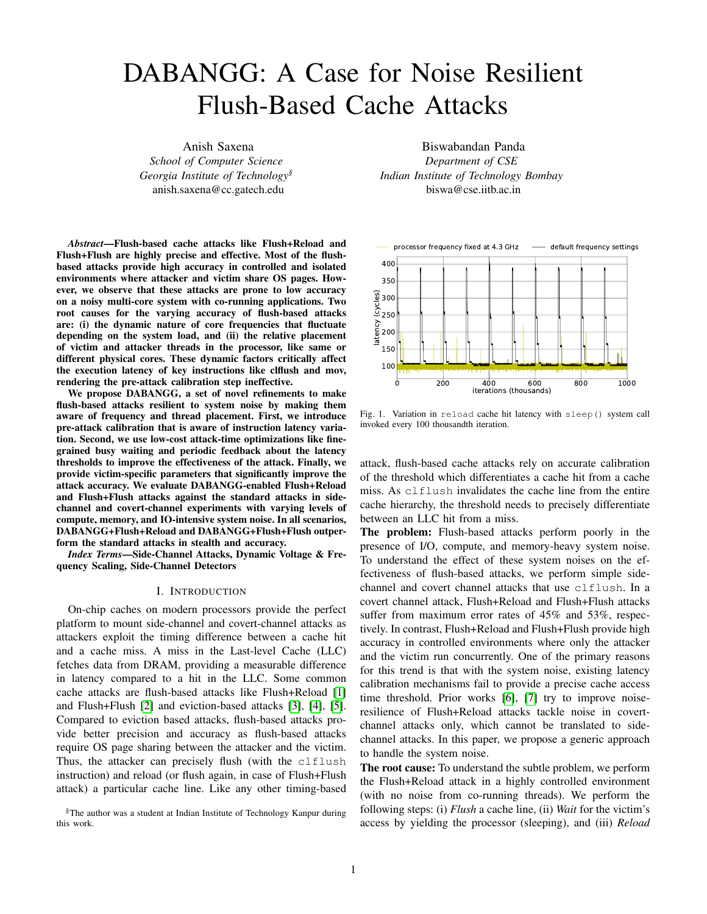# DABANGG: A Case for Noise Resilient Flush-Based Cache Attacks

Anish Saxena
*School of Computer Science*
*Georgia Institute of Technology*[§]
anish.saxena@cc.gatech.edu

Biswabandan Panda
*Department of CSE*
*Indian Institute of Technology Bombay*
biswa@cse.iitb.ac.in

***Abstract*—Flush-based cache attacks like Flush+Reload and Flush+Flush are highly precise and effective. Most of the flush-based attacks provide high accuracy in controlled and isolated environments where attacker and victim share OS pages. However, we observe that these attacks are prone to low accuracy on a noisy multi-core system with co-running applications. Two root causes for the varying accuracy of flush-based attacks are: (i) the dynamic nature of core frequencies that fluctuate depending on the system load, and (ii) the relative placement of victim and attacker threads in the processor, like same or different physical cores. These dynamic factors critically affect the execution latency of key instructions like clflush and mov, rendering the pre-attack calibration step ineffective.**

**We propose DABANGG, a set of novel refinements to make flush-based attacks resilient to system noise by making them aware of frequency and thread placement. First, we introduce pre-attack calibration that is aware of instruction latency variation. Second, we use low-cost attack-time optimizations like fine-grained busy waiting and periodic feedback about the latency thresholds to improve the effectiveness of the attack. Finally, we provide victim-specific parameters that significantly improve the attack accuracy. We evaluate DABANGG-enabled Flush+Reload and Flush+Flush attacks against the standard attacks in side-channel and covert-channel experiments with varying levels of compute, memory, and IO-intensive system noise. In all scenarios, DABANGG+Flush+Reload and DABANGG+Flush+Flush outperform the standard attacks in stealth and accuracy.**

***Index Terms*—Side-Channel Attacks, Dynamic Voltage & Frequency Scaling, Side-Channel Detectors**

## I. Introduction

On-chip caches on modern processors provide the perfect platform to mount side-channel and covert-channel attacks as attackers exploit the timing difference between a cache hit and a cache miss. A miss in the Last-level Cache (LLC) fetches data from DRAM, providing a measurable difference in latency compared to a hit in the LLC. Some common cache attacks are flush-based attacks like Flush+Reload [1] and Flush+Flush [2] and eviction-based attacks [3], [4], [5]. Compared to eviction based attacks, flush-based attacks provide better precision and accuracy as flush-based attacks require OS page sharing between the attacker and the victim. Thus, the attacker can precisely flush (with the clflush instruction) and reload (or flush again, in case of Flush+Flush attack) a particular cache line. Like any other timing-based attack, flush-based cache attacks rely on accurate calibration of the threshold which differentiates a cache hit from a cache miss. As clflush invalidates the cache line from the entire cache hierarchy, the threshold needs to precisely differentiate between an LLC hit from a miss.

Fig. 1. Variation in reload cache hit latency with sleep() system call invoked every 100 thousandth iteration.

**The problem:** Flush-based attacks perform poorly in the presence of I/O, compute, and memory-heavy system noise. To understand the effect of these system noises on the effectiveness of flush-based attacks, we perform simple side-channel and covert channel attacks that use clflush. In a covert channel attack, Flush+Reload and Flush+Flush attacks suffer from maximum error rates of 45% and 53%, respectively. In contrast, Flush+Reload and Flush+Flush provide high accuracy in controlled environments where only the attacker and the victim run concurrently. One of the primary reasons for this trend is that with the system noise, existing latency calibration mechanisms fail to provide a precise cache access time threshold. Prior works [6], [7] try to improve noise-resilience of Flush+Reload attacks tackle noise in covert-channel attacks only, which cannot be translated to side-channel attacks. In this paper, we propose a generic approach to handle the system noise.

**The root cause:** To understand the subtle problem, we perform the Flush+Reload attack in a highly controlled environment (with no noise from co-running threads). We perform the following steps: (i) *Flush* a cache line, (ii) *Wait* for the victim's access by yielding the processor (sleeping), and (iii) *Reload*

[§]The author was a student at Indian Institute of Technology Kanpur during this work.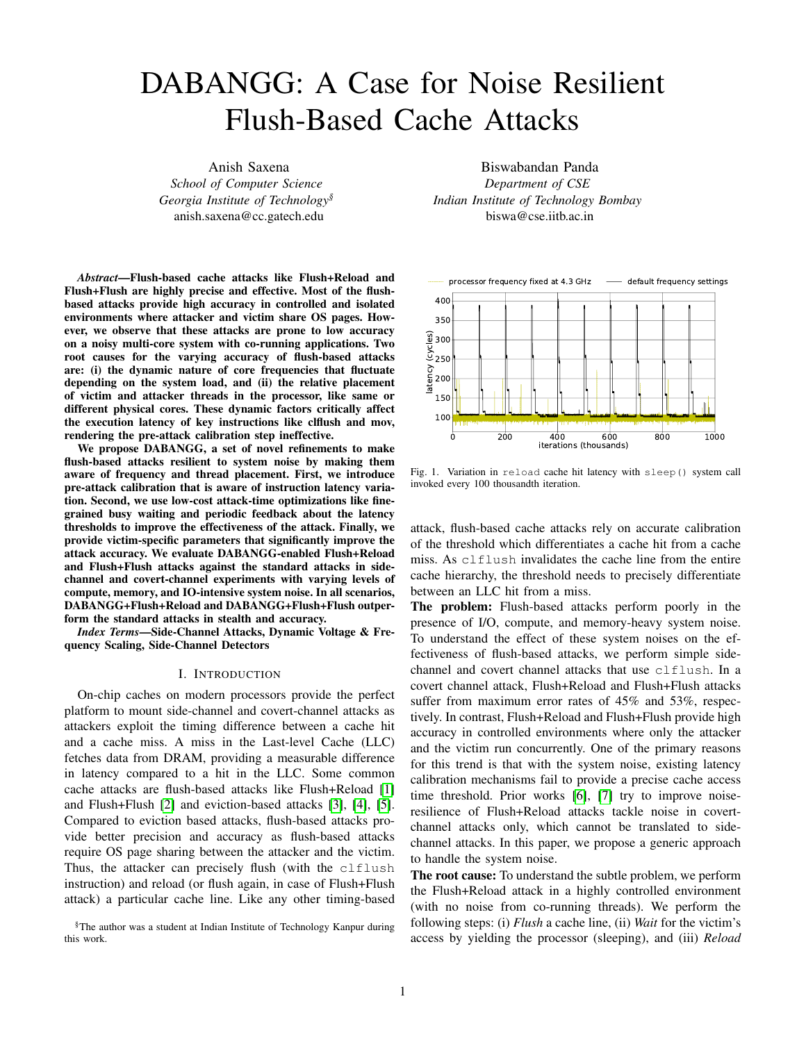# DABANGG: A Case for Noise Resilient Flush-Based Cache Attacks

Anish Saxena
*School of Computer Science*
*Georgia Institute of Technology*[§]
anish.saxena@cc.gatech.edu

Biswabandan Panda
*Department of CSE*
*Indian Institute of Technology Bombay*
biswa@cse.iitb.ac.in

***Abstract*—Flush-based cache attacks like Flush+Reload and Flush+Flush are highly precise and effective. Most of the flush-based attacks provide high accuracy in controlled and isolated environments where attacker and victim share OS pages. However, we observe that these attacks are prone to low accuracy on a noisy multi-core system with co-running applications. Two root causes for the varying accuracy of flush-based attacks are: (i) the dynamic nature of core frequencies that fluctuate depending on the system load, and (ii) the relative placement of victim and attacker threads in the processor, like same or different physical cores. These dynamic factors critically affect the execution latency of key instructions like clflush and mov, rendering the pre-attack calibration step ineffective.**

**We propose DABANGG, a set of novel refinements to make flush-based attacks resilient to system noise by making them aware of frequency and thread placement. First, we introduce pre-attack calibration that is aware of instruction latency variation. Second, we use low-cost attack-time optimizations like fine-grained busy waiting and periodic feedback about the latency thresholds to improve the effectiveness of the attack. Finally, we provide victim-specific parameters that significantly improve the attack accuracy. We evaluate DABANGG-enabled Flush+Reload and Flush+Flush attacks against the standard attacks in side-channel and covert-channel experiments with varying levels of compute, memory, and IO-intensive system noise. In all scenarios, DABANGG+Flush+Reload and DABANGG+Flush+Flush outperform the standard attacks in stealth and accuracy.**

***Index Terms*—Side-Channel Attacks, Dynamic Voltage & Frequency Scaling, Side-Channel Detectors**

## I. Introduction

On-chip caches on modern processors provide the perfect platform to mount side-channel and covert-channel attacks as attackers exploit the timing difference between a cache hit and a cache miss. A miss in the Last-level Cache (LLC) fetches data from DRAM, providing a measurable difference in latency compared to a hit in the LLC. Some common cache attacks are flush-based attacks like Flush+Reload [1] and Flush+Flush [2] and eviction-based attacks [3], [4], [5]. Compared to eviction based attacks, flush-based attacks provide better precision and accuracy as flush-based attacks require OS page sharing between the attacker and the victim. Thus, the attacker can precisely flush (with the clflush instruction) and reload (or flush again, in case of Flush+Flush attack) a particular cache line. Like any other timing-based attack, flush-based cache attacks rely on accurate calibration of the threshold which differentiates a cache hit from a cache miss. As clflush invalidates the cache line from the entire cache hierarchy, the threshold needs to precisely differentiate between an LLC hit from a miss.

[§]The author was a student at Indian Institute of Technology Kanpur during this work.

Fig. 1. Variation in reload cache hit latency with sleep() system call invoked every 100 thousandth iteration.

**The problem:** Flush-based attacks perform poorly in the presence of I/O, compute, and memory-heavy system noise. To understand the effect of these system noises on the effectiveness of flush-based attacks, we perform simple side-channel and covert channel attacks that use clflush. In a covert channel attack, Flush+Reload and Flush+Flush attacks suffer from maximum error rates of 45% and 53%, respectively. In contrast, Flush+Reload and Flush+Flush provide high accuracy in controlled environments where only the attacker and the victim run concurrently. One of the primary reasons for this trend is that with the system noise, existing latency calibration mechanisms fail to provide a precise cache access time threshold. Prior works [6], [7] try to improve noise-resilience of Flush+Reload attacks tackle noise in covert-channel attacks only, which cannot be translated to side-channel attacks. In this paper, we propose a generic approach to handle the system noise.

**The root cause:** To understand the subtle problem, we perform the Flush+Reload attack in a highly controlled environment (with no noise from co-running threads). We perform the following steps: (i) *Flush* a cache line, (ii) *Wait* for the victim's access by yielding the processor (sleeping), and (iii) *Reload*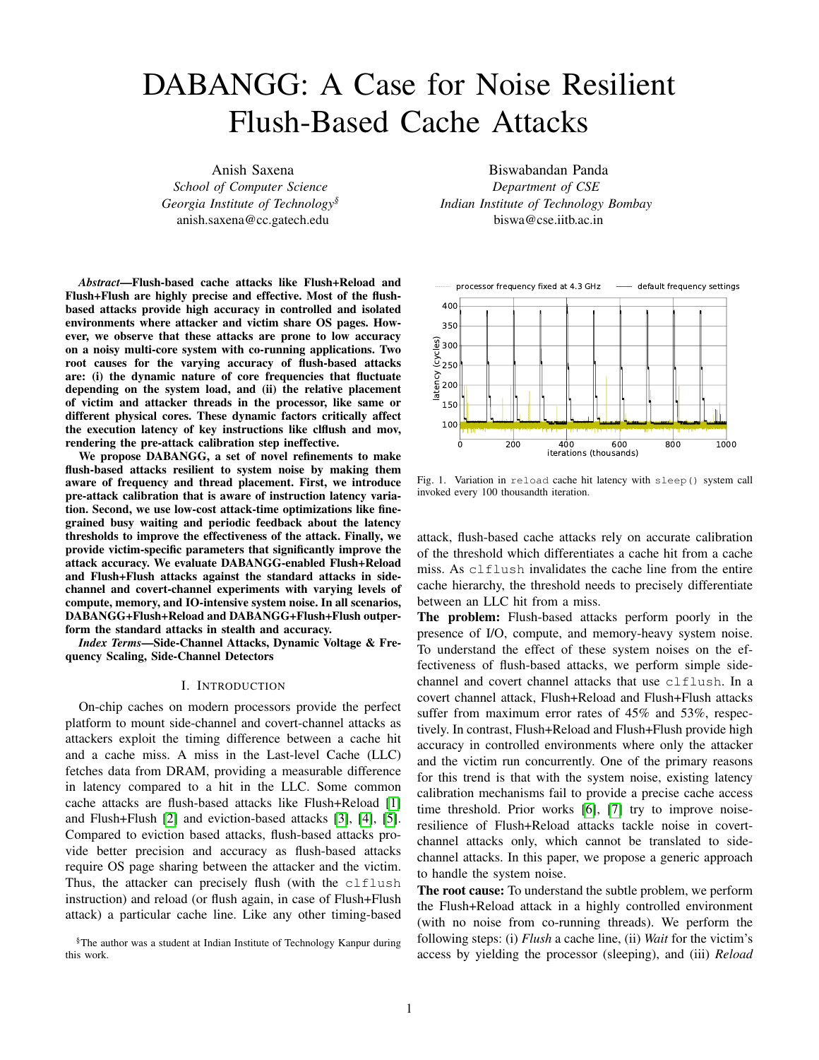# DABANGG: A Case for Noise Resilient Flush-Based Cache Attacks

Anish Saxena
*School of Computer Science*
*Georgia Institute of Technology*[§]
anish.saxena@cc.gatech.edu

Biswabandan Panda
*Department of CSE*
*Indian Institute of Technology Bombay*
biswa@cse.iitb.ac.in

***Abstract*—Flush-based cache attacks like Flush+Reload and Flush+Flush are highly precise and effective. Most of the flush-based attacks provide high accuracy in controlled and isolated environments where attacker and victim share OS pages. However, we observe that these attacks are prone to low accuracy on a noisy multi-core system with co-running applications. Two root causes for the varying accuracy of flush-based attacks are: (i) the dynamic nature of core frequencies that fluctuate depending on the system load, and (ii) the relative placement of victim and attacker threads in the processor, like same or different physical cores. These dynamic factors critically affect the execution latency of key instructions like clflush and mov, rendering the pre-attack calibration step ineffective.**

**We propose DABANGG, a set of novel refinements to make flush-based attacks resilient to system noise by making them aware of frequency and thread placement. First, we introduce pre-attack calibration that is aware of instruction latency variation. Second, we use low-cost attack-time optimizations like fine-grained busy waiting and periodic feedback about the latency thresholds to improve the effectiveness of the attack. Finally, we provide victim-specific parameters that significantly improve the attack accuracy. We evaluate DABANGG-enabled Flush+Reload and Flush+Flush attacks against the standard attacks in side-channel and covert-channel experiments with varying levels of compute, memory, and IO-intensive system noise. In all scenarios, DABANGG+Flush+Reload and DABANGG+Flush+Flush outperform the standard attacks in stealth and accuracy.**

***Index Terms*—Side-Channel Attacks, Dynamic Voltage & Frequency Scaling, Side-Channel Detectors**

## I. Introduction

On-chip caches on modern processors provide the perfect platform to mount side-channel and covert-channel attacks as attackers exploit the timing difference between a cache hit and a cache miss. A miss in the Last-level Cache (LLC) fetches data from DRAM, providing a measurable difference in latency compared to a hit in the LLC. Some common cache attacks are flush-based attacks like Flush+Reload [1] and Flush+Flush [2] and eviction-based attacks [3], [4], [5]. Compared to eviction based attacks, flush-based attacks provide better precision and accuracy as flush-based attacks require OS page sharing between the attacker and the victim. Thus, the attacker can precisely flush (with the clflush instruction) and reload (or flush again, in case of Flush+Flush attack) a particular cache line. Like any other timing-based attack, flush-based cache attacks rely on accurate calibration of the threshold which differentiates a cache hit from a cache miss. As clflush invalidates the cache line from the entire cache hierarchy, the threshold needs to precisely differentiate between an LLC hit from a miss.

[§]The author was a student at Indian Institute of Technology Kanpur during this work.

Fig. 1. Variation in reload cache hit latency with sleep() system call invoked every 100 thousandth iteration.

**The problem:** Flush-based attacks perform poorly in the presence of I/O, compute, and memory-heavy system noise. To understand the effect of these system noises on the effectiveness of flush-based attacks, we perform simple side-channel and covert channel attacks that use clflush. In a covert channel attack, Flush+Reload and Flush+Flush attacks suffer from maximum error rates of 45% and 53%, respectively. In contrast, Flush+Reload and Flush+Flush provide high accuracy in controlled environments where only the attacker and the victim run concurrently. One of the primary reasons for this trend is that with the system noise, existing latency calibration mechanisms fail to provide a precise cache access time threshold. Prior works [6], [7] try to improve noise-resilience of Flush+Reload attacks tackle noise in covert-channel attacks only, which cannot be translated to side-channel attacks. In this paper, we propose a generic approach to handle the system noise.

**The root cause:** To understand the subtle problem, we perform the Flush+Reload attack in a highly controlled environment (with no noise from co-running threads). We perform the following steps: (i) *Flush* a cache line, (ii) *Wait* for the victim's access by yielding the processor (sleeping), and (iii) *Reload*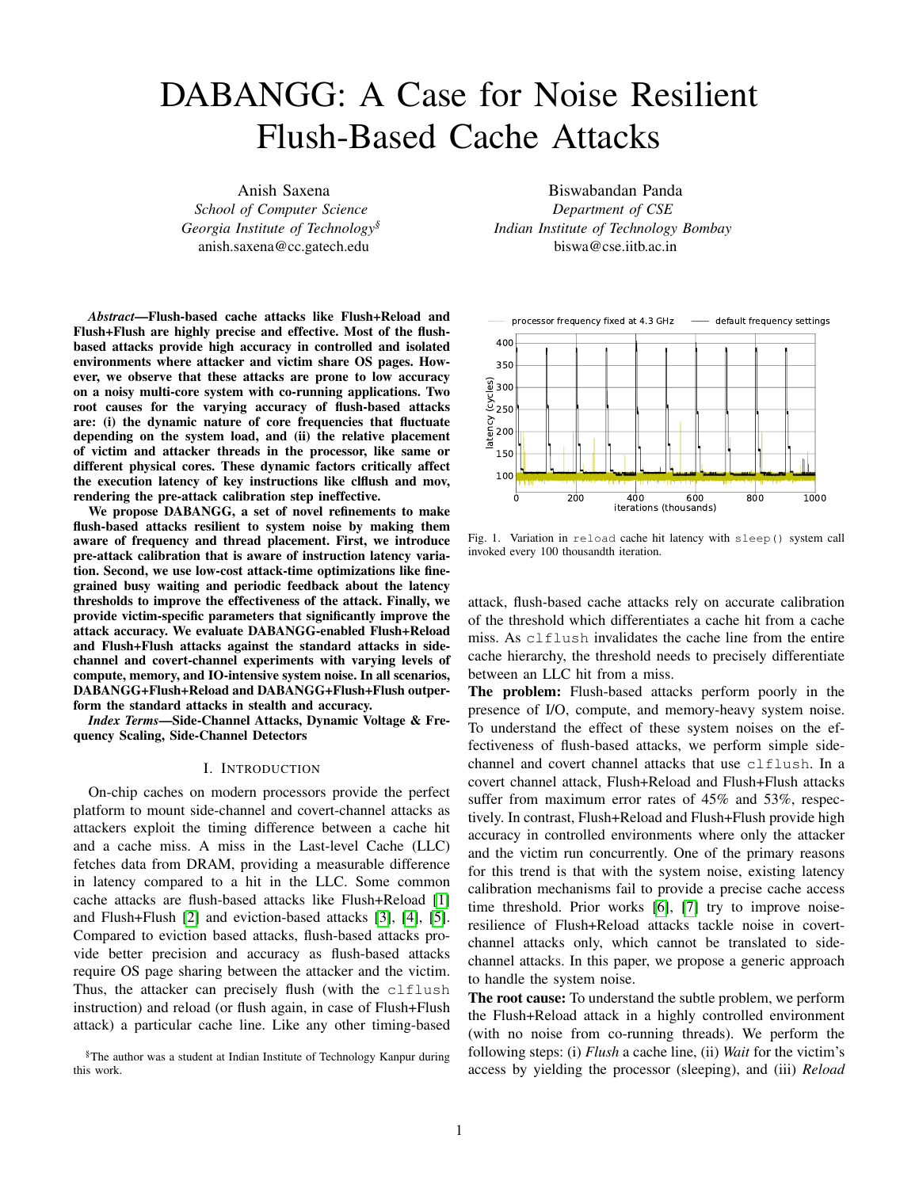# DABANGG: A Case for Noise Resilient Flush-Based Cache Attacks

Anish Saxena
*School of Computer Science*
*Georgia Institute of Technology*[§]
anish.saxena@cc.gatech.edu

Biswabandan Panda
*Department of CSE*
*Indian Institute of Technology Bombay*
biswa@cse.iitb.ac.in

***Abstract*—Flush-based cache attacks like Flush+Reload and Flush+Flush are highly precise and effective. Most of the flush-based attacks provide high accuracy in controlled and isolated environments where attacker and victim share OS pages. However, we observe that these attacks are prone to low accuracy on a noisy multi-core system with co-running applications. Two root causes for the varying accuracy of flush-based attacks are: (i) the dynamic nature of core frequencies that fluctuate depending on the system load, and (ii) the relative placement of victim and attacker threads in the processor, like same or different physical cores. These dynamic factors critically affect the execution latency of key instructions like clflush and mov, rendering the pre-attack calibration step ineffective.**

**We propose DABANGG, a set of novel refinements to make flush-based attacks resilient to system noise by making them aware of frequency and thread placement. First, we introduce pre-attack calibration that is aware of instruction latency variation. Second, we use low-cost attack-time optimizations like fine-grained busy waiting and periodic feedback about the latency thresholds to improve the effectiveness of the attack. Finally, we provide victim-specific parameters that significantly improve the attack accuracy. We evaluate DABANGG-enabled Flush+Reload and Flush+Flush attacks against the standard attacks in side-channel and covert-channel experiments with varying levels of compute, memory, and IO-intensive system noise. In all scenarios, DABANGG+Flush+Reload and DABANGG+Flush+Flush outperform the standard attacks in stealth and accuracy.**

***Index Terms*—Side-Channel Attacks, Dynamic Voltage & Frequency Scaling, Side-Channel Detectors**

## I. Introduction

On-chip caches on modern processors provide the perfect platform to mount side-channel and covert-channel attacks as attackers exploit the timing difference between a cache hit and a cache miss. A miss in the Last-level Cache (LLC) fetches data from DRAM, providing a measurable difference in latency compared to a hit in the LLC. Some common cache attacks are flush-based attacks like Flush+Reload [1] and Flush+Flush [2] and eviction-based attacks [3], [4], [5]. Compared to eviction based attacks, flush-based attacks provide better precision and accuracy as flush-based attacks require OS page sharing between the attacker and the victim. Thus, the attacker can precisely flush (with the `clflush` instruction) and reload (or flush again, in case of Flush+Flush attack) a particular cache line. Like any other timing-based attack, flush-based cache attacks rely on accurate calibration of the threshold which differentiates a cache hit from a cache miss. As `clflush` invalidates the cache line from the entire cache hierarchy, the threshold needs to precisely differentiate between an LLC hit from a miss.

**The problem:** Flush-based attacks perform poorly in the presence of I/O, compute, and memory-heavy system noise. To understand the effect of these system noises on the effectiveness of flush-based attacks, we perform simple side-channel and covert channel attacks that use `clflush`. In a covert channel attack, Flush+Reload and Flush+Flush attacks suffer from maximum error rates of 45% and 53%, respectively. In contrast, Flush+Reload and Flush+Flush provide high accuracy in controlled environments where only the attacker and the victim run concurrently. One of the primary reasons for this trend is that with the system noise, existing latency calibration mechanisms fail to provide a precise cache access time threshold. Prior works [6], [7] try to improve noise-resilience of Flush+Reload attacks tackle noise in covert-channel attacks only, which cannot be translated to side-channel attacks. In this paper, we propose a generic approach to handle the system noise.

**The root cause:** To understand the subtle problem, we perform the Flush+Reload attack in a highly controlled environment (with no noise from co-running threads). We perform the following steps: (i) *Flush* a cache line, (ii) *Wait* for the victim's access by yielding the processor (sleeping), and (iii) *Reload*

Fig. 1. Variation in `reload` cache hit latency with `sleep()` system call invoked every 100 thousandth iteration.

[§]The author was a student at Indian Institute of Technology Kanpur during this work.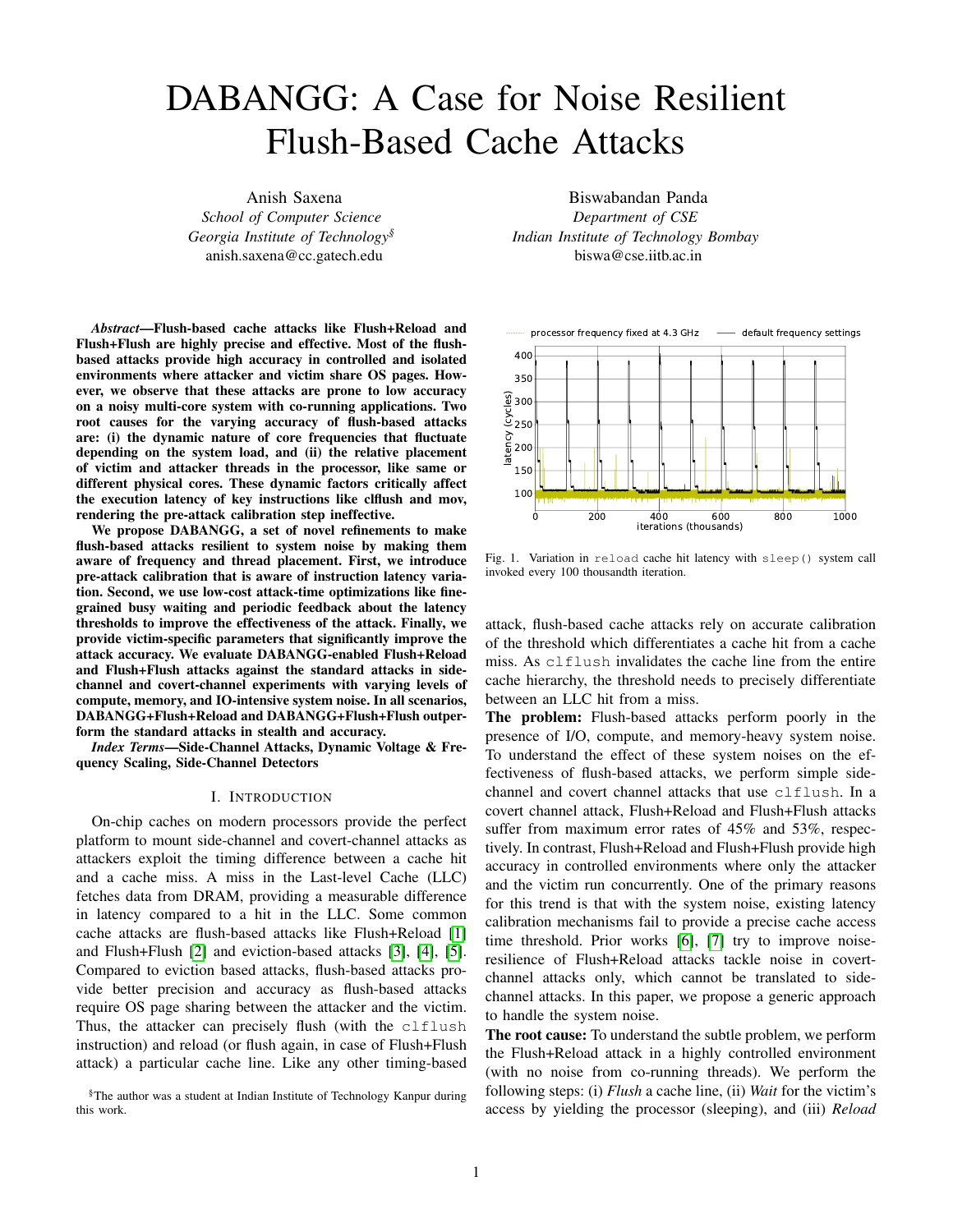# DABANGG: A Case for Noise Resilient Flush-Based Cache Attacks

Anish Saxena
*School of Computer Science*
*Georgia Institute of Technology*[§]
anish.saxena@cc.gatech.edu

Biswabandan Panda
*Department of CSE*
*Indian Institute of Technology Bombay*
biswa@cse.iitb.ac.in

***Abstract*—Flush-based cache attacks like Flush+Reload and Flush+Flush are highly precise and effective. Most of the flush-based attacks provide high accuracy in controlled and isolated environments where attacker and victim share OS pages. However, we observe that these attacks are prone to low accuracy on a noisy multi-core system with co-running applications. Two root causes for the varying accuracy of flush-based attacks are: (i) the dynamic nature of core frequencies that fluctuate depending on the system load, and (ii) the relative placement of victim and attacker threads in the processor, like same or different physical cores. These dynamic factors critically affect the execution latency of key instructions like clflush and mov, rendering the pre-attack calibration step ineffective.**

**We propose DABANGG, a set of novel refinements to make flush-based attacks resilient to system noise by making them aware of frequency and thread placement. First, we introduce pre-attack calibration that is aware of instruction latency variation. Second, we use low-cost attack-time optimizations like fine-grained busy waiting and periodic feedback about the latency thresholds to improve the effectiveness of the attack. Finally, we provide victim-specific parameters that significantly improve the attack accuracy. We evaluate DABANGG-enabled Flush+Reload and Flush+Flush attacks against the standard attacks in side-channel and covert-channel experiments with varying levels of compute, memory, and IO-intensive system noise. In all scenarios, DABANGG+Flush+Reload and DABANGG+Flush+Flush outperform the standard attacks in stealth and accuracy.**

***Index Terms*—Side-Channel Attacks, Dynamic Voltage & Frequency Scaling, Side-Channel Detectors**

## I. Introduction

On-chip caches on modern processors provide the perfect platform to mount side-channel and covert-channel attacks as attackers exploit the timing difference between a cache hit and a cache miss. A miss in the Last-level Cache (LLC) fetches data from DRAM, providing a measurable difference in latency compared to a hit in the LLC. Some common cache attacks are flush-based attacks like Flush+Reload [1] and Flush+Flush [2] and eviction-based attacks [3], [4], [5]. Compared to eviction based attacks, flush-based attacks provide better precision and accuracy as flush-based attacks require OS page sharing between the attacker and the victim. Thus, the attacker can precisely flush (with the `clflush` instruction) and reload (or flush again, in case of Flush+Flush attack) a particular cache line. Like any other timing-based attack, flush-based cache attacks rely on accurate calibration of the threshold which differentiates a cache hit from a cache miss. As `clflush` invalidates the cache line from the entire cache hierarchy, the threshold needs to precisely differentiate between an LLC hit from a miss.

[§]The author was a student at Indian Institute of Technology Kanpur during this work.

Fig. 1. Variation in `reload` cache hit latency with `sleep()` system call invoked every 100 thousandth iteration.

**The problem:** Flush-based attacks perform poorly in the presence of I/O, compute, and memory-heavy system noise. To understand the effect of these system noises on the effectiveness of flush-based attacks, we perform simple side-channel and covert channel attacks that use `clflush`. In a covert channel attack, Flush+Reload and Flush+Flush attacks suffer from maximum error rates of 45% and 53%, respectively. In contrast, Flush+Reload and Flush+Flush provide high accuracy in controlled environments where only the attacker and the victim run concurrently. One of the primary reasons for this trend is that with the system noise, existing latency calibration mechanisms fail to provide a precise cache access time threshold. Prior works [6], [7] try to improve noise-resilience of Flush+Reload attacks tackle noise in covert-channel attacks only, which cannot be translated to side-channel attacks. In this paper, we propose a generic approach to handle the system noise.

**The root cause:** To understand the subtle problem, we perform the Flush+Reload attack in a highly controlled environment (with no noise from co-running threads). We perform the following steps: (i) *Flush* a cache line, (ii) *Wait* for the victim's access by yielding the processor (sleeping), and (iii) *Reload*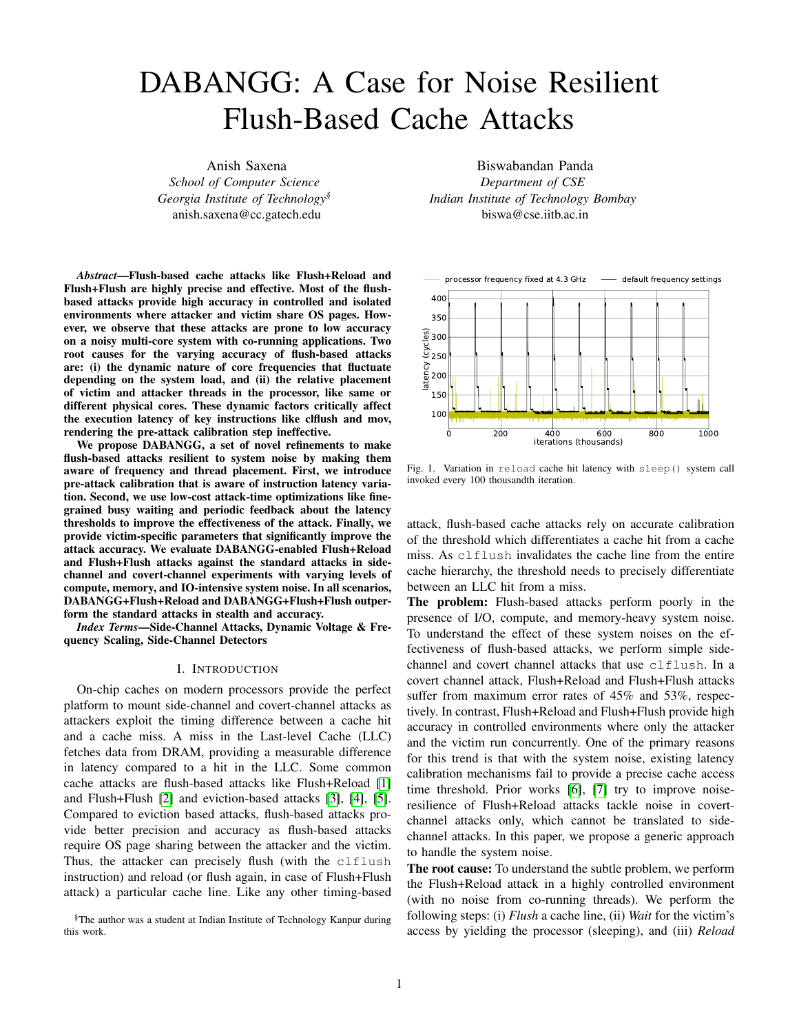# DABANGG: A Case for Noise Resilient Flush-Based Cache Attacks

Anish Saxena
*School of Computer Science*
*Georgia Institute of Technology*[§]
anish.saxena@cc.gatech.edu

Biswabandan Panda
*Department of CSE*
*Indian Institute of Technology Bombay*
biswa@cse.iitb.ac.in

***Abstract*—Flush-based cache attacks like Flush+Reload and Flush+Flush are highly precise and effective. Most of the flush-based attacks provide high accuracy in controlled and isolated environments where attacker and victim share OS pages. However, we observe that these attacks are prone to low accuracy on a noisy multi-core system with co-running applications. Two root causes for the varying accuracy of flush-based attacks are: (i) the dynamic nature of core frequencies that fluctuate depending on the system load, and (ii) the relative placement of victim and attacker threads in the processor, like same or different physical cores. These dynamic factors critically affect the execution latency of key instructions like clflush and mov, rendering the pre-attack calibration step ineffective.**

**We propose DABANGG, a set of novel refinements to make flush-based attacks resilient to system noise by making them aware of frequency and thread placement. First, we introduce pre-attack calibration that is aware of instruction latency variation. Second, we use low-cost attack-time optimizations like fine-grained busy waiting and periodic feedback about the latency thresholds to improve the effectiveness of the attack. Finally, we provide victim-specific parameters that significantly improve the attack accuracy. We evaluate DABANGG-enabled Flush+Reload and Flush+Flush attacks against the standard attacks in side-channel and covert-channel experiments with varying levels of compute, memory, and IO-intensive system noise. In all scenarios, DABANGG+Flush+Reload and DABANGG+Flush+Flush outperform the standard attacks in stealth and accuracy.**

***Index Terms*—Side-Channel Attacks, Dynamic Voltage & Frequency Scaling, Side-Channel Detectors**

## I. Introduction

On-chip caches on modern processors provide the perfect platform to mount side-channel and covert-channel attacks as attackers exploit the timing difference between a cache hit and a cache miss. A miss in the Last-level Cache (LLC) fetches data from DRAM, providing a measurable difference in latency compared to a hit in the LLC. Some common cache attacks are flush-based attacks like Flush+Reload [1] and Flush+Flush [2] and eviction-based attacks [3], [4], [5]. Compared to eviction based attacks, flush-based attacks provide better precision and accuracy as flush-based attacks require OS page sharing between the attacker and the victim. Thus, the attacker can precisely flush (with the clflush instruction) and reload (or flush again, in case of Flush+Flush attack) a particular cache line. Like any other timing-based attack, flush-based cache attacks rely on accurate calibration of the threshold which differentiates a cache hit from a cache miss. As clflush invalidates the cache line from the entire cache hierarchy, the threshold needs to precisely differentiate between an LLC hit from a miss.

Fig. 1. Variation in reload cache hit latency with sleep() system call invoked every 100 thousandth iteration.

**The problem:** Flush-based attacks perform poorly in the presence of I/O, compute, and memory-heavy system noise. To understand the effect of these system noises on the effectiveness of flush-based attacks, we perform simple side-channel and covert channel attacks that use clflush. In a covert channel attack, Flush+Reload and Flush+Flush attacks suffer from maximum error rates of 45% and 53%, respectively. In contrast, Flush+Reload and Flush+Flush provide high accuracy in controlled environments where only the attacker and the victim run concurrently. One of the primary reasons for this trend is that with the system noise, existing latency calibration mechanisms fail to provide a precise cache access time threshold. Prior works [6], [7] try to improve noise-resilience of Flush+Reload attacks tackle noise in covert-channel attacks only, which cannot be translated to side-channel attacks. In this paper, we propose a generic approach to handle the system noise.

**The root cause:** To understand the subtle problem, we perform the Flush+Reload attack in a highly controlled environment (with no noise from co-running threads). We perform the following steps: (i) *Flush* a cache line, (ii) *Wait* for the victim's access by yielding the processor (sleeping), and (iii) *Reload*

§The author was a student at Indian Institute of Technology Kanpur during this work.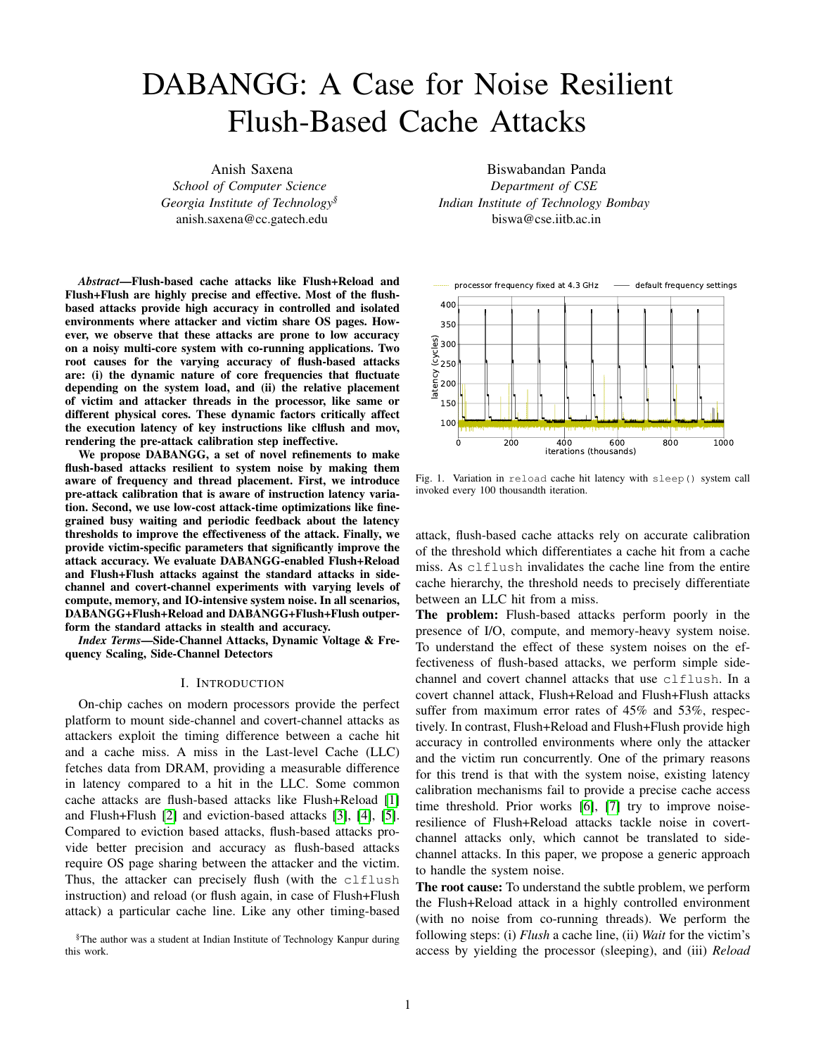# DABANGG: A Case for Noise Resilient Flush-Based Cache Attacks

Anish Saxena
*School of Computer Science*
*Georgia Institute of Technology*[§]
anish.saxena@cc.gatech.edu

Biswabandan Panda
*Department of CSE*
*Indian Institute of Technology Bombay*
biswa@cse.iitb.ac.in

***Abstract*—Flush-based cache attacks like Flush+Reload and Flush+Flush are highly precise and effective. Most of the flush-based attacks provide high accuracy in controlled and isolated environments where attacker and victim share OS pages. However, we observe that these attacks are prone to low accuracy on a noisy multi-core system with co-running applications. Two root causes for the varying accuracy of flush-based attacks are: (i) the dynamic nature of core frequencies that fluctuate depending on the system load, and (ii) the relative placement of victim and attacker threads in the processor, like same or different physical cores. These dynamic factors critically affect the execution latency of key instructions like clflush and mov, rendering the pre-attack calibration step ineffective.**

**We propose DABANGG, a set of novel refinements to make flush-based attacks resilient to system noise by making them aware of frequency and thread placement. First, we introduce pre-attack calibration that is aware of instruction latency variation. Second, we use low-cost attack-time optimizations like fine-grained busy waiting and periodic feedback about the latency thresholds to improve the effectiveness of the attack. Finally, we provide victim-specific parameters that significantly improve the attack accuracy. We evaluate DABANGG-enabled Flush+Reload and Flush+Flush attacks against the standard attacks in side-channel and covert-channel experiments with varying levels of compute, memory, and IO-intensive system noise. In all scenarios, DABANGG+Flush+Reload and DABANGG+Flush+Flush outperform the standard attacks in stealth and accuracy.**

***Index Terms*—Side-Channel Attacks, Dynamic Voltage & Frequency Scaling, Side-Channel Detectors**

## I. Introduction

On-chip caches on modern processors provide the perfect platform to mount side-channel and covert-channel attacks as attackers exploit the timing difference between a cache hit and a cache miss. A miss in the Last-level Cache (LLC) fetches data from DRAM, providing a measurable difference in latency compared to a hit in the LLC. Some common cache attacks are flush-based attacks like Flush+Reload [1] and Flush+Flush [2] and eviction-based attacks [3], [4], [5]. Compared to eviction based attacks, flush-based attacks provide better precision and accuracy as flush-based attacks require OS page sharing between the attacker and the victim. Thus, the attacker can precisely flush (with the `clflush` instruction) and reload (or flush again, in case of Flush+Flush attack) a particular cache line. Like any other timing-based attack, flush-based cache attacks rely on accurate calibration of the threshold which differentiates a cache hit from a cache miss. As `clflush` invalidates the cache line from the entire cache hierarchy, the threshold needs to precisely differentiate between an LLC hit from a miss.

[§]The author was a student at Indian Institute of Technology Kanpur during this work.

Fig. 1. Variation in `reload` cache hit latency with `sleep()` system call invoked every 100 thousandth iteration.

**The problem:** Flush-based attacks perform poorly in the presence of I/O, compute, and memory-heavy system noise. To understand the effect of these system noises on the effectiveness of flush-based attacks, we perform simple side-channel and covert channel attacks that use `clflush`. In a covert channel attack, Flush+Reload and Flush+Flush attacks suffer from maximum error rates of 45% and 53%, respectively. In contrast, Flush+Reload and Flush+Flush provide high accuracy in controlled environments where only the attacker and the victim run concurrently. One of the primary reasons for this trend is that with the system noise, existing latency calibration mechanisms fail to provide a precise cache access time threshold. Prior works [6], [7] try to improve noise-resilience of Flush+Reload attacks tackle noise in covert-channel attacks only, which cannot be translated to side-channel attacks. In this paper, we propose a generic approach to handle the system noise.

**The root cause:** To understand the subtle problem, we perform the Flush+Reload attack in a highly controlled environment (with no noise from co-running threads). We perform the following steps: (i) *Flush* a cache line, (ii) *Wait* for the victim's access by yielding the processor (sleeping), and (iii) *Reload*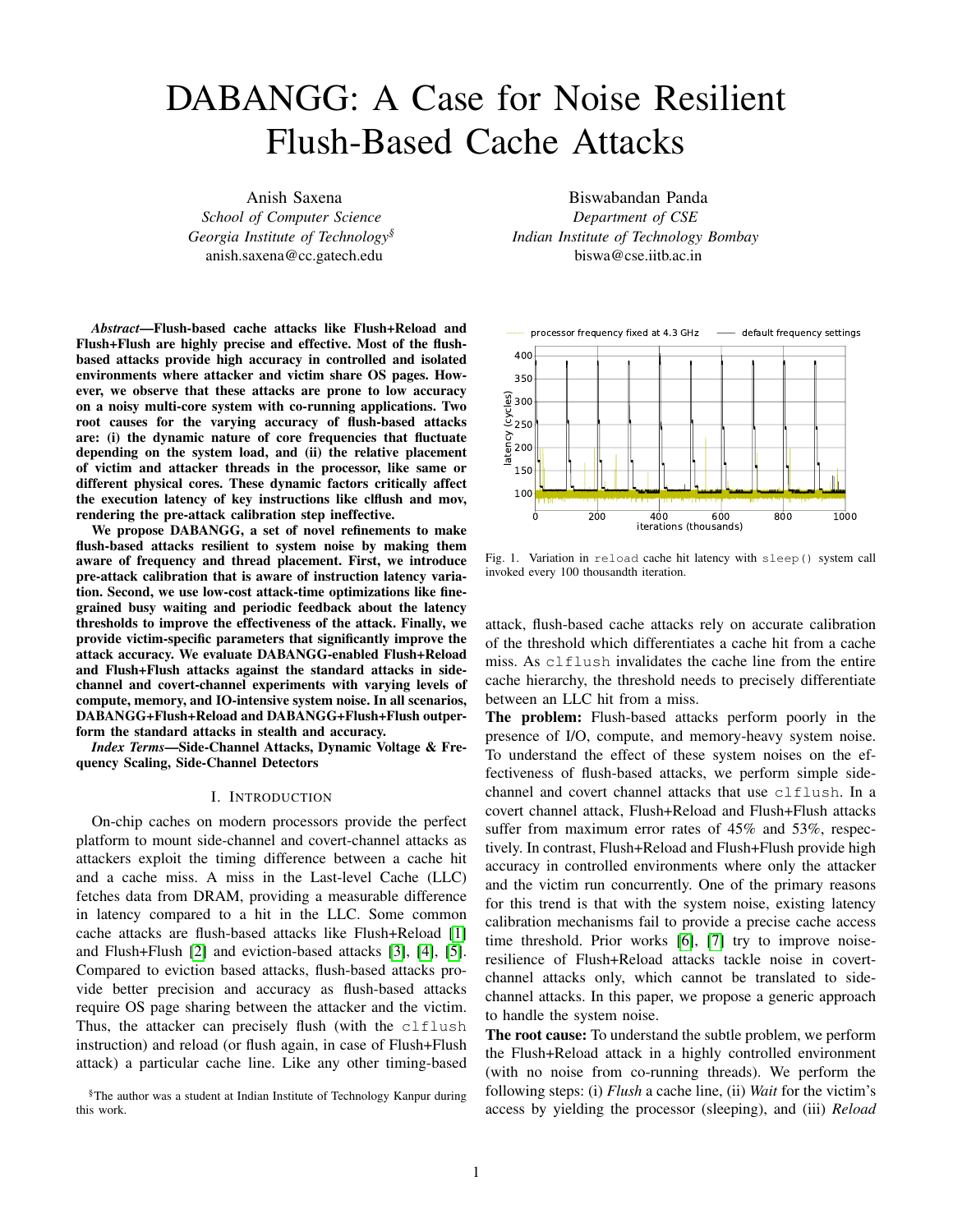# DABANGG: A Case for Noise Resilient Flush-Based Cache Attacks

Anish Saxena
*School of Computer Science*
*Georgia Institute of Technology*[§]
anish.saxena@cc.gatech.edu

Biswabandan Panda
*Department of CSE*
*Indian Institute of Technology Bombay*
biswa@cse.iitb.ac.in

***Abstract*—Flush-based cache attacks like Flush+Reload and Flush+Flush are highly precise and effective. Most of the flush-based attacks provide high accuracy in controlled and isolated environments where attacker and victim share OS pages. However, we observe that these attacks are prone to low accuracy on a noisy multi-core system with co-running applications. Two root causes for the varying accuracy of flush-based attacks are: (i) the dynamic nature of core frequencies that fluctuate depending on the system load, and (ii) the relative placement of victim and attacker threads in the processor, like same or different physical cores. These dynamic factors critically affect the execution latency of key instructions like clflush and mov, rendering the pre-attack calibration step ineffective.**

**We propose DABANGG, a set of novel refinements to make flush-based attacks resilient to system noise by making them aware of frequency and thread placement. First, we introduce pre-attack calibration that is aware of instruction latency variation. Second, we use low-cost attack-time optimizations like fine-grained busy waiting and periodic feedback about the latency thresholds to improve the effectiveness of the attack. Finally, we provide victim-specific parameters that significantly improve the attack accuracy. We evaluate DABANGG-enabled Flush+Reload and Flush+Flush attacks against the standard attacks in side-channel and covert-channel experiments with varying levels of compute, memory, and IO-intensive system noise. In all scenarios, DABANGG+Flush+Reload and DABANGG+Flush+Flush outperform the standard attacks in stealth and accuracy.**

***Index Terms*—Side-Channel Attacks, Dynamic Voltage & Frequency Scaling, Side-Channel Detectors**

## I. Introduction

On-chip caches on modern processors provide the perfect platform to mount side-channel and covert-channel attacks as attackers exploit the timing difference between a cache hit and a cache miss. A miss in the Last-level Cache (LLC) fetches data from DRAM, providing a measurable difference in latency compared to a hit in the LLC. Some common cache attacks are flush-based attacks like Flush+Reload [1] and Flush+Flush [2] and eviction-based attacks [3], [4], [5]. Compared to eviction based attacks, flush-based attacks provide better precision and accuracy as flush-based attacks require OS page sharing between the attacker and the victim. Thus, the attacker can precisely flush (with the clflush instruction) and reload (or flush again, in case of Flush+Flush attack) a particular cache line. Like any other timing-based attack, flush-based cache attacks rely on accurate calibration of the threshold which differentiates a cache hit from a cache miss. As clflush invalidates the cache line from the entire cache hierarchy, the threshold needs to precisely differentiate between an LLC hit from a miss.

[§]The author was a student at Indian Institute of Technology Kanpur during this work.

processor frequency fixed at 4.3 GHz
default frequency settings
latency (cycles)
400
350
300
250
200
150
100
0
200
400
600
800
1000
iterations (thousands)

Fig. 1. Variation in reload cache hit latency with sleep() system call invoked every 100 thousandth iteration.

**The problem:** Flush-based attacks perform poorly in the presence of I/O, compute, and memory-heavy system noise. To understand the effect of these system noises on the effectiveness of flush-based attacks, we perform simple side-channel and covert channel attacks that use clflush. In a covert channel attack, Flush+Reload and Flush+Flush attacks suffer from maximum error rates of 45% and 53%, respectively. In contrast, Flush+Reload and Flush+Flush provide high accuracy in controlled environments where only the attacker and the victim run concurrently. One of the primary reasons for this trend is that with the system noise, existing latency calibration mechanisms fail to provide a precise cache access time threshold. Prior works [6], [7] try to improve noise-resilience of Flush+Reload attacks tackle noise in covert-channel attacks only, which cannot be translated to side-channel attacks. In this paper, we propose a generic approach to handle the system noise.

**The root cause:** To understand the subtle problem, we perform the Flush+Reload attack in a highly controlled environment (with no noise from co-running threads). We perform the following steps: (i) *Flush* a cache line, (ii) *Wait* for the victim's access by yielding the processor (sleeping), and (iii) *Reload*